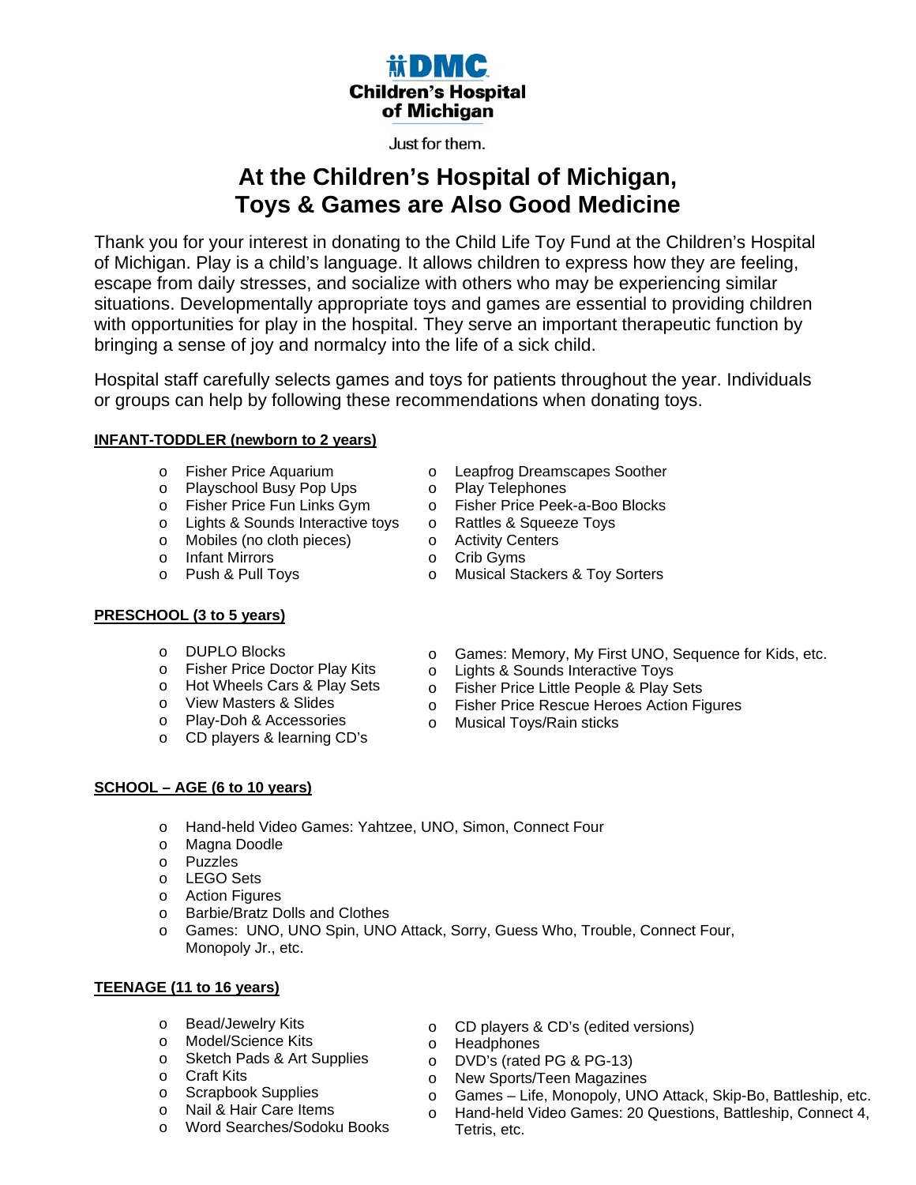**DMC**
**Children's Hospital of Michigan**

Just for them.

# At the Children's Hospital of Michigan, Toys & Games are Also Good Medicine

Thank you for your interest in donating to the Child Life Toy Fund at the Children's Hospital of Michigan. Play is a child's language. It allows children to express how they are feeling, escape from daily stresses, and socialize with others who may be experiencing similar situations. Developmentally appropriate toys and games are essential to providing children with opportunities for play in the hospital. They serve an important therapeutic function by bringing a sense of joy and normalcy into the life of a sick child.

Hospital staff carefully selects games and toys for patients throughout the year. Individuals or groups can help by following these recommendations when donating toys.

**INFANT-TODDLER (newborn to 2 years)**

- Fisher Price Aquarium
- Playschool Busy Pop Ups
- Fisher Price Fun Links Gym
- Lights & Sounds Interactive toys
- Mobiles (no cloth pieces)
- Infant Mirrors
- Push & Pull Toys
- Leapfrog Dreamscapes Soother
- Play Telephones
- Fisher Price Peek-a-Boo Blocks
- Rattles & Squeeze Toys
- Activity Centers
- Crib Gyms
- Musical Stackers & Toy Sorters

**PRESCHOOL (3 to 5 years)**

- DUPLO Blocks
- Fisher Price Doctor Play Kits
- Hot Wheels Cars & Play Sets
- View Masters & Slides
- Play-Doh & Accessories
- CD players & learning CD's
- Games: Memory, My First UNO, Sequence for Kids, etc.
- Lights & Sounds Interactive Toys
- Fisher Price Little People & Play Sets
- Fisher Price Rescue Heroes Action Figures
- Musical Toys/Rain sticks

**SCHOOL – AGE (6 to 10 years)**

- Hand-held Video Games: Yahtzee, UNO, Simon, Connect Four
- Magna Doodle
- Puzzles
- LEGO Sets
- Action Figures
- Barbie/Bratz Dolls and Clothes
- Games: UNO, UNO Spin, UNO Attack, Sorry, Guess Who, Trouble, Connect Four, Monopoly Jr., etc.

**TEENAGE (11 to 16 years)**

- Bead/Jewelry Kits
- Model/Science Kits
- Sketch Pads & Art Supplies
- Craft Kits
- Scrapbook Supplies
- Nail & Hair Care Items
- Word Searches/Sodoku Books
- CD players & CD's (edited versions)
- Headphones
- DVD's (rated PG & PG-13)
- New Sports/Teen Magazines
- Games – Life, Monopoly, UNO Attack, Skip-Bo, Battleship, etc.
- Hand-held Video Games: 20 Questions, Battleship, Connect 4, Tetris, etc.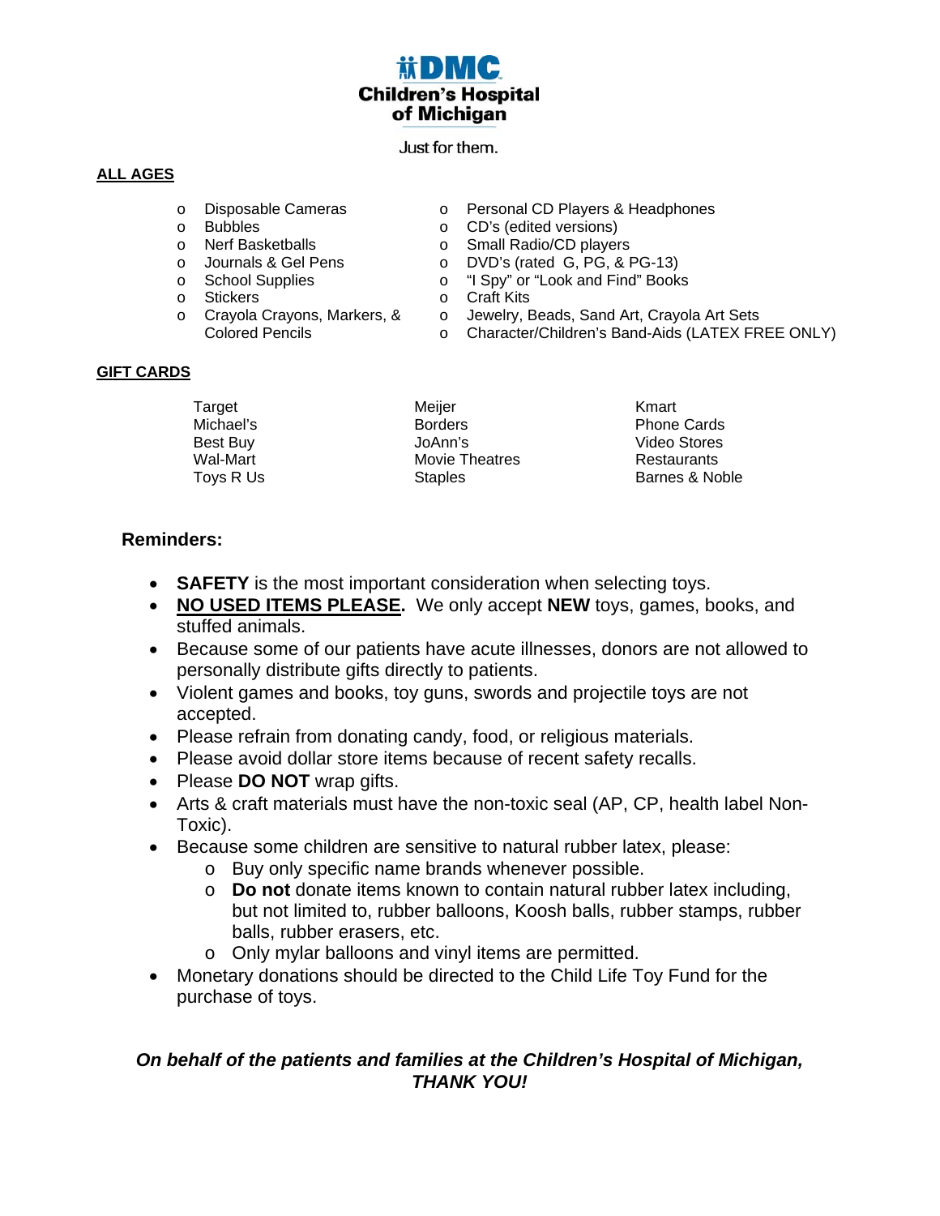**DMC Children's Hospital of Michigan**

Just for them.

## ALL AGES

- Disposable Cameras
- Bubbles
- Nerf Basketballs
- Journals & Gel Pens
- School Supplies
- Stickers
- Crayola Crayons, Markers, & Colored Pencils
- Personal CD Players & Headphones
- CD's (edited versions)
- Small Radio/CD players
- DVD's (rated G, PG, & PG-13)
- "I Spy" or "Look and Find" Books
- Craft Kits
- Jewelry, Beads, Sand Art, Crayola Art Sets
- Character/Children's Band-Aids (LATEX FREE ONLY)

## GIFT CARDS

| | | |
|---|---|---|
| Target | Meijer | Kmart |
| Michael's | Borders | Phone Cards |
| Best Buy | JoAnn's | Video Stores |
| Wal-Mart | Movie Theatres | Restaurants |
| Toys R Us | Staples | Barnes & Noble |

### Reminders:

- **SAFETY** is the most important consideration when selecting toys.
- **NO USED ITEMS PLEASE.** We only accept **NEW** toys, games, books, and stuffed animals.
- Because some of our patients have acute illnesses, donors are not allowed to personally distribute gifts directly to patients.
- Violent games and books, toy guns, swords and projectile toys are not accepted.
- Please refrain from donating candy, food, or religious materials.
- Please avoid dollar store items because of recent safety recalls.
- Please **DO NOT** wrap gifts.
- Arts & craft materials must have the non-toxic seal (AP, CP, health label Non-Toxic).
- Because some children are sensitive to natural rubber latex, please:
  - Buy only specific name brands whenever possible.
  - **Do not** donate items known to contain natural rubber latex including, but not limited to, rubber balloons, Koosh balls, rubber stamps, rubber balls, rubber erasers, etc.
  - Only mylar balloons and vinyl items are permitted.
- Monetary donations should be directed to the Child Life Toy Fund for the purchase of toys.

***On behalf of the patients and families at the Children's Hospital of Michigan, THANK YOU!***